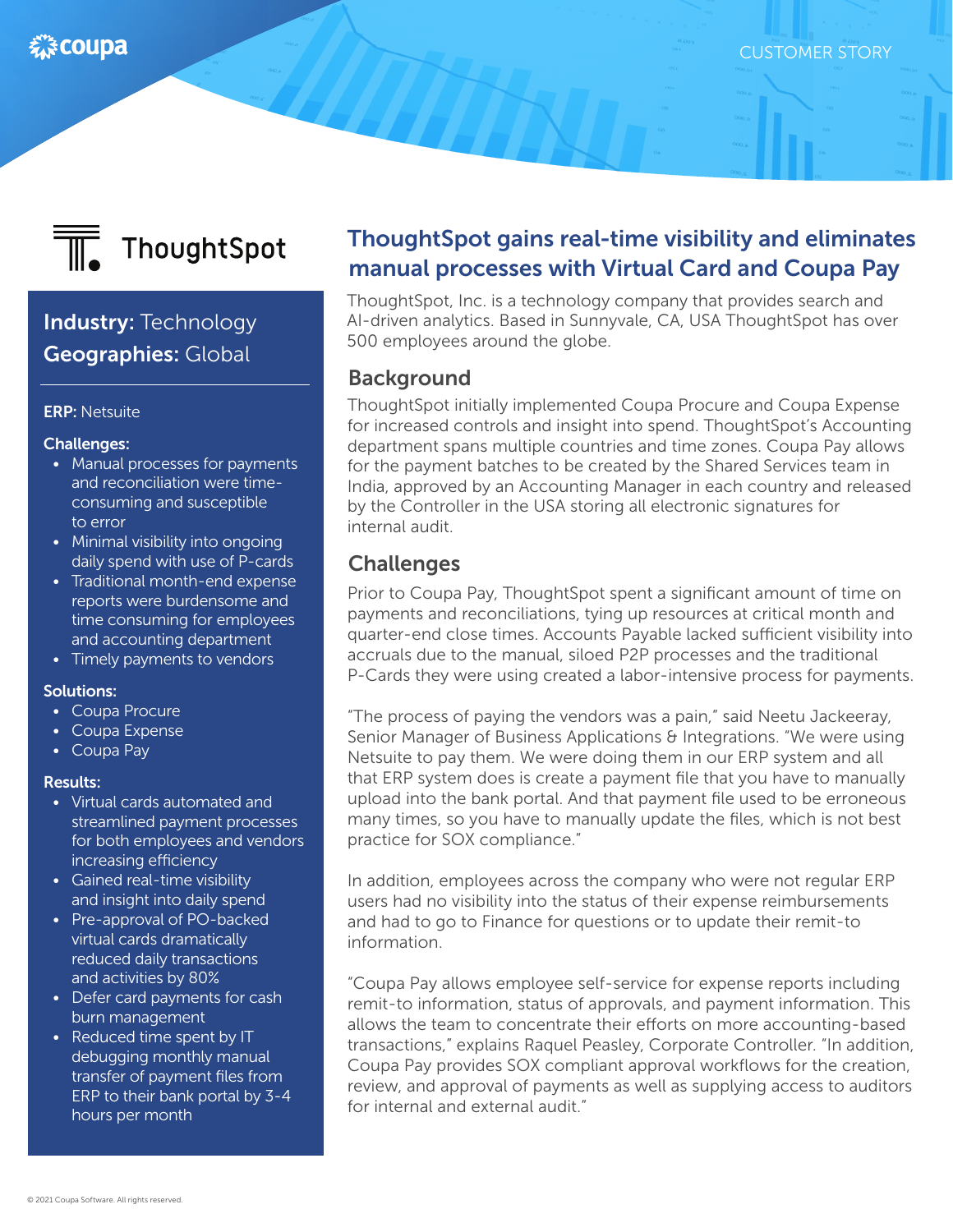CUSTOMER STORY

ThoughtSpot

**Industry:** Technology
**Geographies:** Global

**ERP:** Netsuite

**Challenges:**

- Manual processes for payments and reconciliation were time-consuming and susceptible to error
- Minimal visibility into ongoing daily spend with use of P-cards
- Traditional month-end expense reports were burdensome and time consuming for employees and accounting department
- Timely payments to vendors

**Solutions:**

- Coupa Procure
- Coupa Expense
- Coupa Pay

**Results:**

- Virtual cards automated and streamlined payment processes for both employees and vendors increasing efficiency
- Gained real-time visibility and insight into daily spend
- Pre-approval of PO-backed virtual cards dramatically reduced daily transactions and activities by 80%
- Defer card payments for cash burn management
- Reduced time spent by IT debugging monthly manual transfer of payment files from ERP to their bank portal by 3-4 hours per month

# ThoughtSpot gains real-time visibility and eliminates manual processes with Virtual Card and Coupa Pay

ThoughtSpot, Inc. is a technology company that provides search and AI-driven analytics. Based in Sunnyvale, CA, USA ThoughtSpot has over 500 employees around the globe.

## Background

ThoughtSpot initially implemented Coupa Procure and Coupa Expense for increased controls and insight into spend. ThoughtSpot's Accounting department spans multiple countries and time zones. Coupa Pay allows for the payment batches to be created by the Shared Services team in India, approved by an Accounting Manager in each country and released by the Controller in the USA storing all electronic signatures for internal audit.

## Challenges

Prior to Coupa Pay, ThoughtSpot spent a significant amount of time on payments and reconciliations, tying up resources at critical month and quarter-end close times. Accounts Payable lacked sufficient visibility into accruals due to the manual, siloed P2P processes and the traditional P-Cards they were using created a labor-intensive process for payments.

"The process of paying the vendors was a pain," said Neetu Jackeeray, Senior Manager of Business Applications & Integrations. "We were using Netsuite to pay them. We were doing them in our ERP system and all that ERP system does is create a payment file that you have to manually upload into the bank portal. And that payment file used to be erroneous many times, so you have to manually update the files, which is not best practice for SOX compliance."

In addition, employees across the company who were not regular ERP users had no visibility into the status of their expense reimbursements and had to go to Finance for questions or to update their remit-to information.

"Coupa Pay allows employee self-service for expense reports including remit-to information, status of approvals, and payment information. This allows the team to concentrate their efforts on more accounting-based transactions," explains Raquel Peasley, Corporate Controller. "In addition, Coupa Pay provides SOX compliant approval workflows for the creation, review, and approval of payments as well as supplying access to auditors for internal and external audit."

© 2021 Coupa Software. All rights reserved.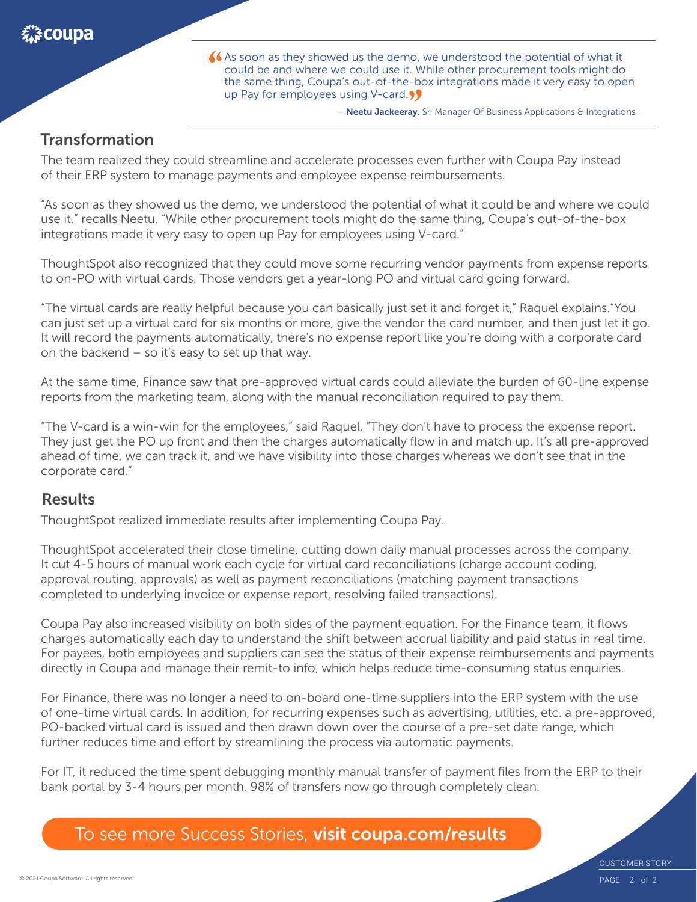> "As soon as they showed us the demo, we understood the potential of what it could be and where we could use it. While other procurement tools might do the same thing, Coupa's out-of-the-box integrations made it very easy to open up Pay for employees using V-card."
>
> – **Neetu Jackeeray**, Sr. Manager Of Business Applications & Integrations

## Transformation

The team realized they could streamline and accelerate processes even further with Coupa Pay instead of their ERP system to manage payments and employee expense reimbursements.

"As soon as they showed us the demo, we understood the potential of what it could be and where we could use it." recalls Neetu. "While other procurement tools might do the same thing, Coupa's out-of-the-box integrations made it very easy to open up Pay for employees using V-card."

ThoughtSpot also recognized that they could move some recurring vendor payments from expense reports to on-PO with virtual cards. Those vendors get a year-long PO and virtual card going forward.

"The virtual cards are really helpful because you can basically just set it and forget it," Raquel explains."You can just set up a virtual card for six months or more, give the vendor the card number, and then just let it go. It will record the payments automatically, there's no expense report like you're doing with a corporate card on the backend – so it's easy to set up that way.

At the same time, Finance saw that pre-approved virtual cards could alleviate the burden of 60-line expense reports from the marketing team, along with the manual reconciliation required to pay them.

"The V-card is a win-win for the employees," said Raquel. "They don't have to process the expense report. They just get the PO up front and then the charges automatically flow in and match up. It's all pre-approved ahead of time, we can track it, and we have visibility into those charges whereas we don't see that in the corporate card."

## Results

ThoughtSpot realized immediate results after implementing Coupa Pay.

ThoughtSpot accelerated their close timeline, cutting down daily manual processes across the company. It cut 4-5 hours of manual work each cycle for virtual card reconciliations (charge account coding, approval routing, approvals) as well as payment reconciliations (matching payment transactions completed to underlying invoice or expense report, resolving failed transactions).

Coupa Pay also increased visibility on both sides of the payment equation. For the Finance team, it flows charges automatically each day to understand the shift between accrual liability and paid status in real time. For payees, both employees and suppliers can see the status of their expense reimbursements and payments directly in Coupa and manage their remit-to info, which helps reduce time-consuming status enquiries.

For Finance, there was no longer a need to on-board one-time suppliers into the ERP system with the use of one-time virtual cards. In addition, for recurring expenses such as advertising, utilities, etc. a pre-approved, PO-backed virtual card is issued and then drawn down over the course of a pre-set date range, which further reduces time and effort by streamlining the process via automatic payments.

For IT, it reduced the time spent debugging monthly manual transfer of payment files from the ERP to their bank portal by 3-4 hours per month. 98% of transfers now go through completely clean.

To see more Success Stories, **visit coupa.com/results**

© 2021 Coupa Software. All rights reserved.